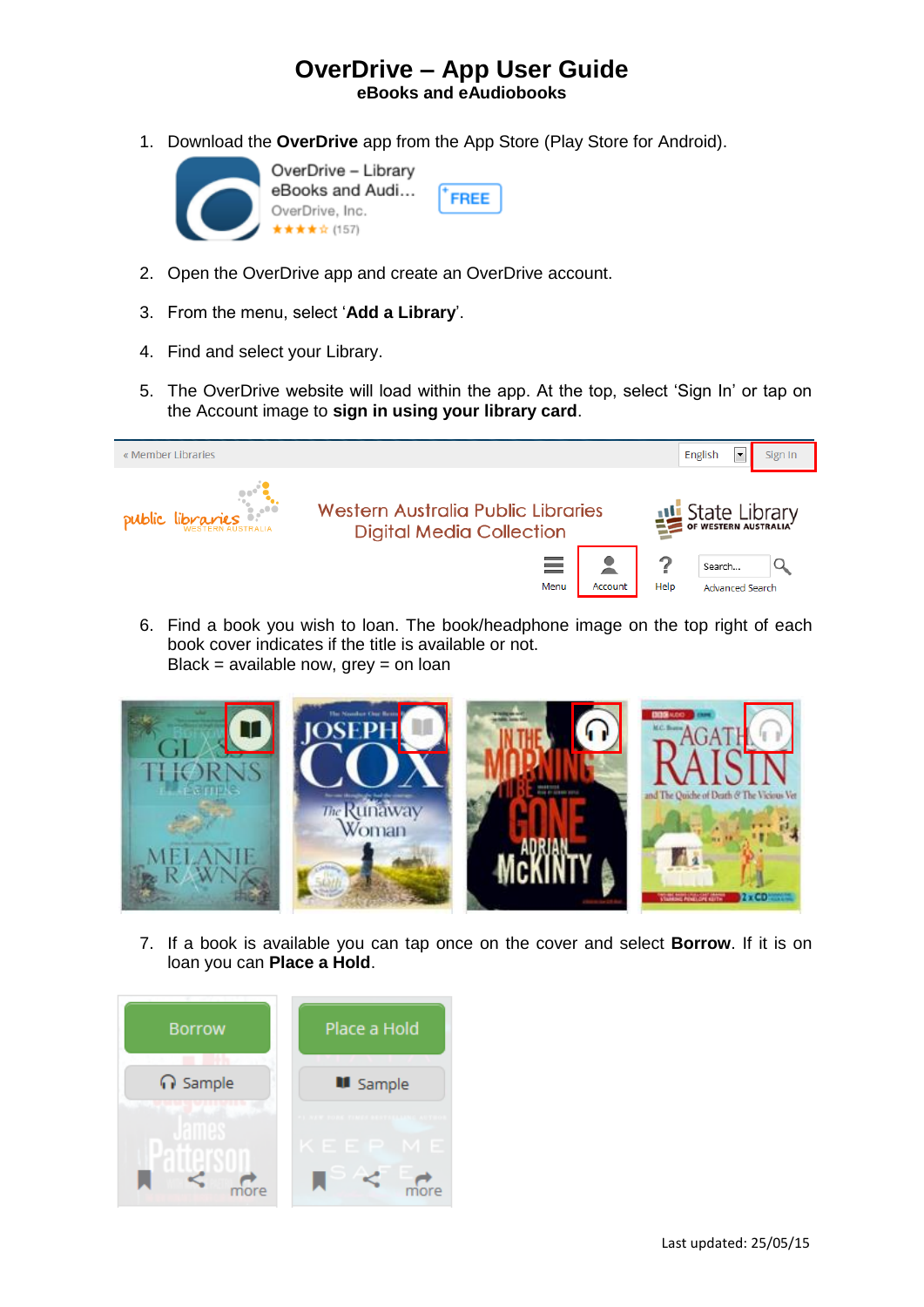# OverDrive – App User Guide

## eBooks and eAudiobooks

1. Download the **OverDrive** app from the App Store (Play Store for Android).

2. Open the OverDrive app and create an OverDrive account.

3. From the menu, select '**Add a Library**'.

4. Find and select your Library.

5. The OverDrive website will load within the app. At the top, select 'Sign In' or tap on the Account image to **sign in using your library card**.

6. Find a book you wish to loan. The book/headphone image on the top right of each book cover indicates if the title is available or not.
   Black = available now, grey = on loan

7. If a book is available you can tap once on the cover and select **Borrow**. If it is on loan you can **Place a Hold**.

Last updated: 25/05/15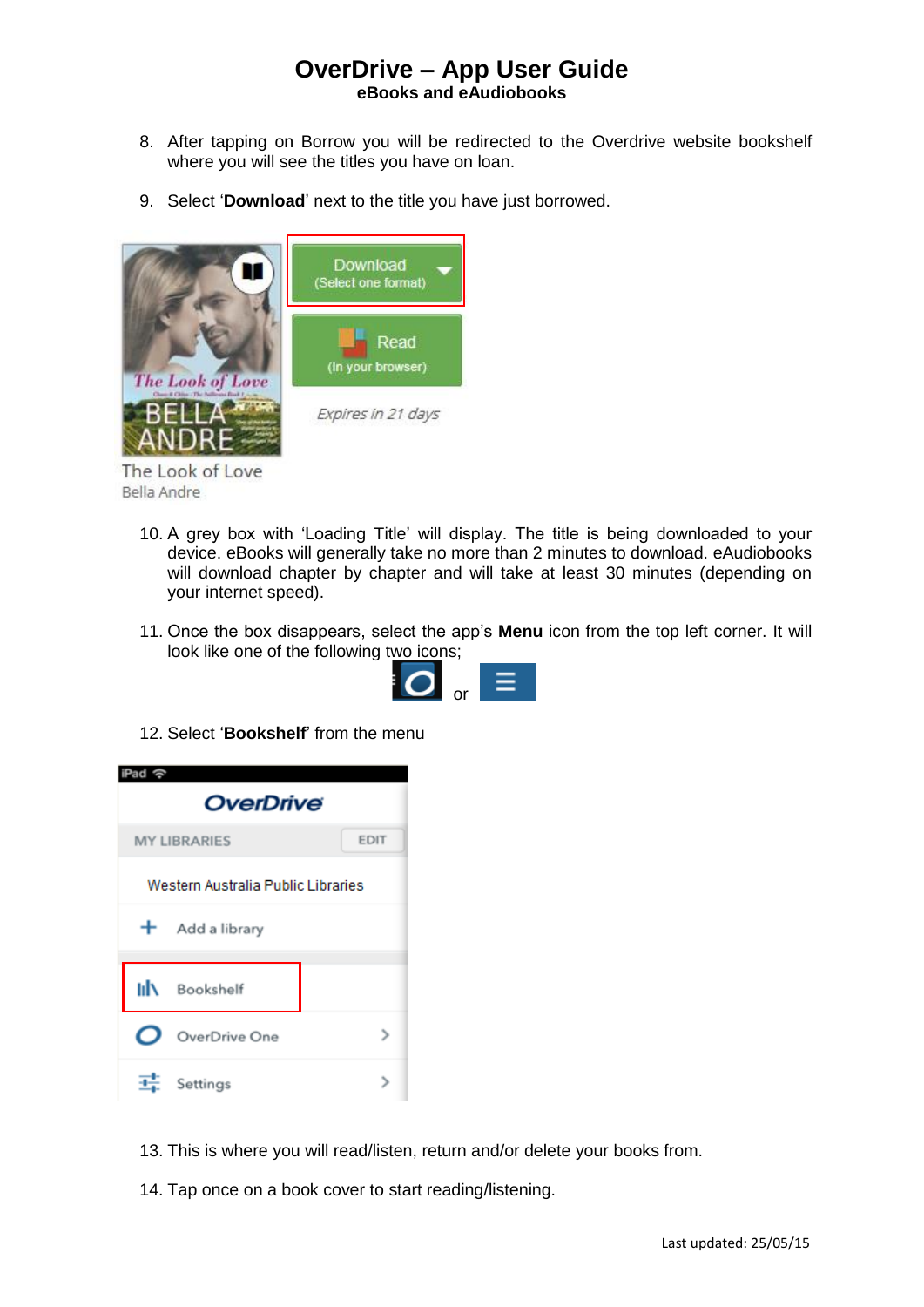# OverDrive – App User Guide

**eBooks and eAudiobooks**

8. After tapping on Borrow you will be redirected to the Overdrive website bookshelf where you will see the titles you have on loan.

9. Select '**Download**' next to the title you have just borrowed.

10. A grey box with 'Loading Title' will display. The title is being downloaded to your device. eBooks will generally take no more than 2 minutes to download. eAudiobooks will download chapter by chapter and will take at least 30 minutes (depending on your internet speed).

11. Once the box disappears, select the app's **Menu** icon from the top left corner. It will look like one of the following two icons;

or

12. Select '**Bookshelf**' from the menu

13. This is where you will read/listen, return and/or delete your books from.

14. Tap once on a book cover to start reading/listening.

Last updated: 25/05/15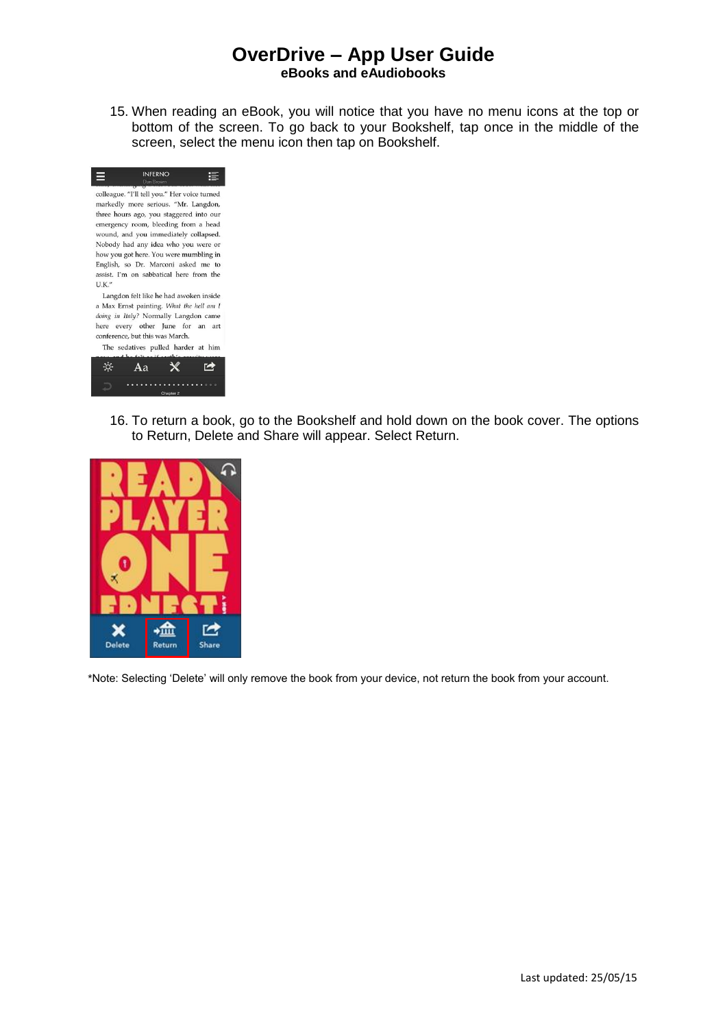# OverDrive – App User Guide

## eBooks and eAudiobooks

15. When reading an eBook, you will notice that you have no menu icons at the top or bottom of the screen. To go back to your Bookshelf, tap once in the middle of the screen, select the menu icon then tap on Bookshelf.

16. To return a book, go to the Bookshelf and hold down on the book cover. The options to Return, Delete and Share will appear. Select Return.

*Note: Selecting 'Delete' will only remove the book from your device, not return the book from your account.

Last updated: 25/05/15